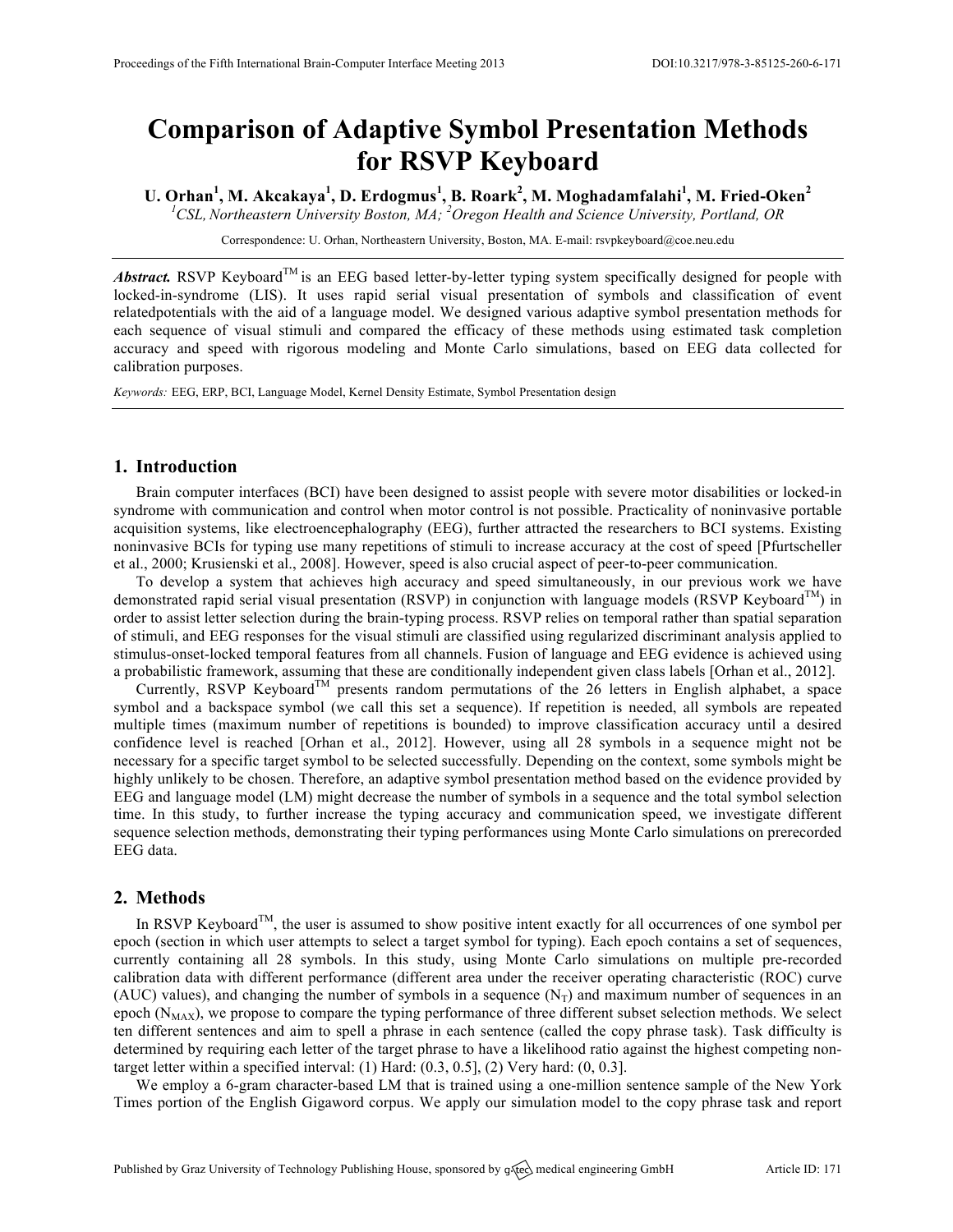# Comparison of Adaptive Symbol Presentation Methods for RSVP Keyboard

**U. Orhan[1], M. Akcakaya[1], D. Erdogmus[1], B. Roark[2], M. Moghadamfalahi[1], M. Fried-Oken[2]**

*[1]CSL, Northeastern University Boston, MA; [2]Oregon Health and Science University, Portland, OR*

Correspondence: U. Orhan, Northeastern University, Boston, MA. E-mail: rsvpkeyboard@coe.neu.edu

***Abstract.*** RSVP Keyboard™ is an EEG based letter-by-letter typing system specifically designed for people with locked-in-syndrome (LIS). It uses rapid serial visual presentation of symbols and classification of event relatedpotentials with the aid of a language model. We designed various adaptive symbol presentation methods for each sequence of visual stimuli and compared the efficacy of these methods using estimated task completion accuracy and speed with rigorous modeling and Monte Carlo simulations, based on EEG data collected for calibration purposes.

*Keywords:* EEG, ERP, BCI, Language Model, Kernel Density Estimate, Symbol Presentation design

## 1. Introduction

Brain computer interfaces (BCI) have been designed to assist people with severe motor disabilities or locked-in syndrome with communication and control when motor control is not possible. Practicality of noninvasive portable acquisition systems, like electroencephalography (EEG), further attracted the researchers to BCI systems. Existing noninvasive BCIs for typing use many repetitions of stimuli to increase accuracy at the cost of speed [Pfurtscheller et al., 2000; Krusienski et al., 2008]. However, speed is also crucial aspect of peer-to-peer communication.

To develop a system that achieves high accuracy and speed simultaneously, in our previous work we have demonstrated rapid serial visual presentation (RSVP) in conjunction with language models (RSVP Keyboard™) in order to assist letter selection during the brain-typing process. RSVP relies on temporal rather than spatial separation of stimuli, and EEG responses for the visual stimuli are classified using regularized discriminant analysis applied to stimulus-onset-locked temporal features from all channels. Fusion of language and EEG evidence is achieved using a probabilistic framework, assuming that these are conditionally independent given class labels [Orhan et al., 2012].

Currently, RSVP Keyboard™ presents random permutations of the 26 letters in English alphabet, a space symbol and a backspace symbol (we call this set a sequence). If repetition is needed, all symbols are repeated multiple times (maximum number of repetitions is bounded) to improve classification accuracy until a desired confidence level is reached [Orhan et al., 2012]. However, using all 28 symbols in a sequence might not be necessary for a specific target symbol to be selected successfully. Depending on the context, some symbols might be highly unlikely to be chosen. Therefore, an adaptive symbol presentation method based on the evidence provided by EEG and language model (LM) might decrease the number of symbols in a sequence and the total symbol selection time. In this study, to further increase the typing accuracy and communication speed, we investigate different sequence selection methods, demonstrating their typing performances using Monte Carlo simulations on prerecorded EEG data.

## 2. Methods

In RSVP Keyboard™, the user is assumed to show positive intent exactly for all occurrences of one symbol per epoch (section in which user attempts to select a target symbol for typing). Each epoch contains a set of sequences, currently containing all 28 symbols. In this study, using Monte Carlo simulations on multiple pre-recorded calibration data with different performance (different area under the receiver operating characteristic (ROC) curve (AUC) values), and changing the number of symbols in a sequence ($N_T$) and maximum number of sequences in an epoch ($N_{MAX}$), we propose to compare the typing performance of three different subset selection methods. We select ten different sentences and aim to spell a phrase in each sentence (called the copy phrase task). Task difficulty is determined by requiring each letter of the target phrase to have a likelihood ratio against the highest competing non-target letter within a specified interval: (1) Hard: (0.3, 0.5], (2) Very hard: (0, 0.3].

We employ a 6-gram character-based LM that is trained using a one-million sentence sample of the New York Times portion of the English Gigaword corpus. We apply our simulation model to the copy phrase task and report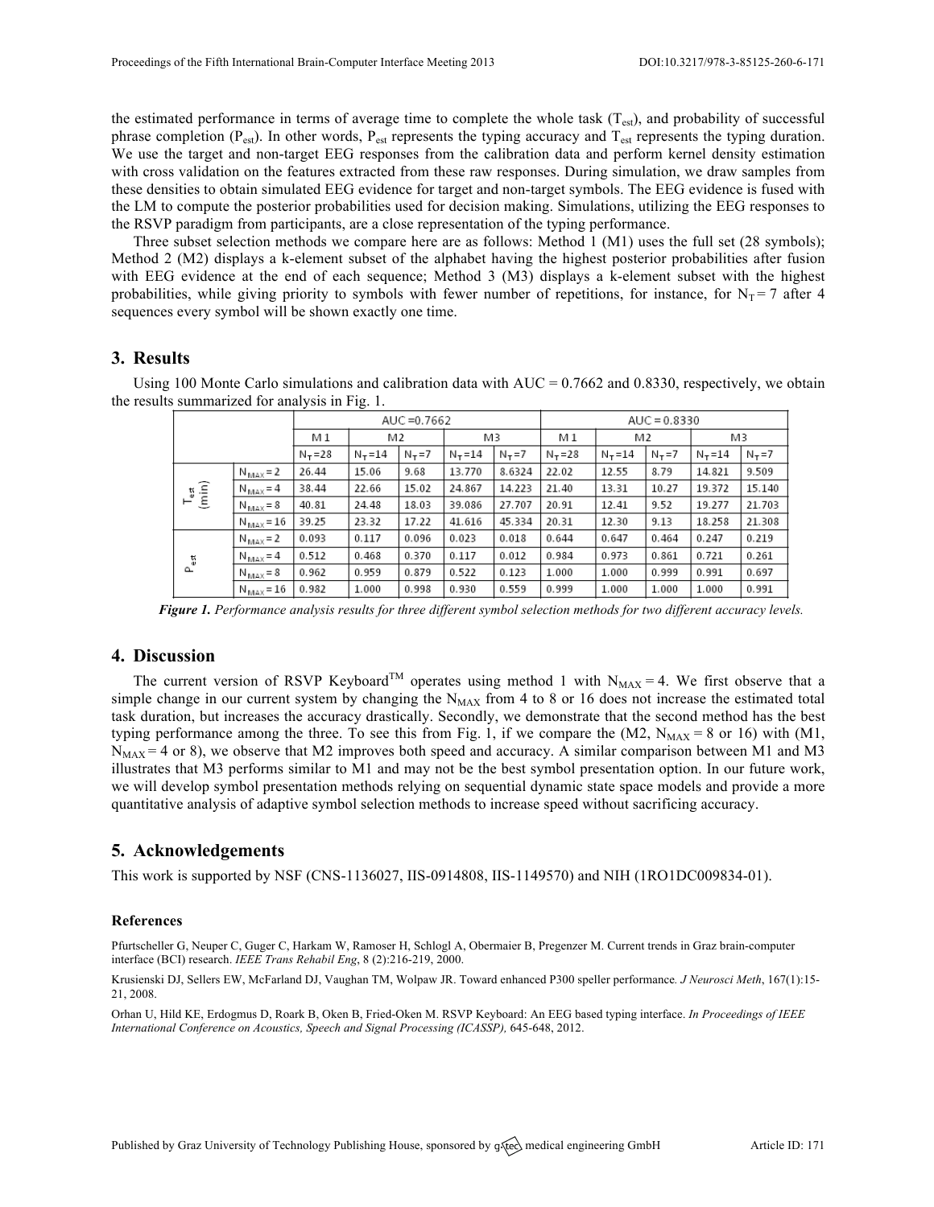the estimated performance in terms of average time to complete the whole task ($T_{est}$), and probability of successful phrase completion ($P_{est}$). In other words, $P_{est}$ represents the typing accuracy and $T_{est}$ represents the typing duration. We use the target and non-target EEG responses from the calibration data and perform kernel density estimation with cross validation on the features extracted from these raw responses. During simulation, we draw samples from these densities to obtain simulated EEG evidence for target and non-target symbols. The EEG evidence is fused with the LM to compute the posterior probabilities used for decision making. Simulations, utilizing the EEG responses to the RSVP paradigm from participants, are a close representation of the typing performance.

Three subset selection methods we compare here are as follows: Method 1 (M1) uses the full set (28 symbols); Method 2 (M2) displays a k-element subset of the alphabet having the highest posterior probabilities after fusion with EEG evidence at the end of each sequence; Method 3 (M3) displays a k-element subset with the highest probabilities, while giving priority to symbols with fewer number of repetitions, for instance, for $N_T = 7$ after 4 sequences every symbol will be shown exactly one time.

## 3. Results

Using 100 Monte Carlo simulations and calibration data with AUC = 0.7662 and 0.8330, respectively, we obtain the results summarized for analysis in Fig. 1.

| | | AUC =0.7662 | | | | | AUC = 0.8330 | | | | |
|---|---|---|---|---|---|---|---|---|---|---|---|
| | | M1 | M2 | | M3 | | M1 | M2 | | M3 | |
| | | $N_T$=28 | $N_T$=14 | $N_T$=7 | $N_T$=14 | $N_T$=7 | $N_T$=28 | $N_T$=14 | $N_T$=7 | $N_T$=14 | $N_T$=7 |
| $T_{est}$ (min) | $N_{MAX}$ = 2 | 26.44 | 15.06 | 9.68 | 13.770 | 8.6324 | 22.02 | 12.55 | 8.79 | 14.821 | 9.509 |
| | $N_{MAX}$ = 4 | 38.44 | 22.66 | 15.02 | 24.867 | 14.223 | 21.40 | 13.31 | 10.27 | 19.372 | 15.140 |
| | $N_{MAX}$ = 8 | 40.81 | 24.48 | 18.03 | 39.086 | 27.707 | 20.91 | 12.41 | 9.52 | 19.277 | 21.703 |
| | $N_{MAX}$ = 16 | 39.25 | 23.32 | 17.22 | 41.616 | 45.334 | 20.31 | 12.30 | 9.13 | 18.258 | 21.308 |
| $P_{est}$ | $N_{MAX}$ = 2 | 0.093 | 0.117 | 0.096 | 0.023 | 0.018 | 0.644 | 0.647 | 0.464 | 0.247 | 0.219 |
| | $N_{MAX}$ = 4 | 0.512 | 0.468 | 0.370 | 0.117 | 0.012 | 0.984 | 0.973 | 0.861 | 0.721 | 0.261 |
| | $N_{MAX}$ = 8 | 0.962 | 0.959 | 0.879 | 0.522 | 0.123 | 1.000 | 1.000 | 0.999 | 0.991 | 0.697 |
| | $N_{MAX}$ = 16 | 0.982 | 1.000 | 0.998 | 0.930 | 0.559 | 0.999 | 1.000 | 1.000 | 1.000 | 0.991 |

***Figure 1.*** *Performance analysis results for three different symbol selection methods for two different accuracy levels.*

## 4. Discussion

The current version of RSVP Keyboard[TM] operates using method 1 with $N_{MAX} = 4$. We first observe that a simple change in our current system by changing the $N_{MAX}$ from 4 to 8 or 16 does not increase the estimated total task duration, but increases the accuracy drastically. Secondly, we demonstrate that the second method has the best typing performance among the three. To see this from Fig. 1, if we compare the (M2, $N_{MAX}$ = 8 or 16) with (M1, $N_{MAX}$ = 4 or 8), we observe that M2 improves both speed and accuracy. A similar comparison between M1 and M3 illustrates that M3 performs similar to M1 and may not be the best symbol presentation option. In our future work, we will develop symbol presentation methods relying on sequential dynamic state space models and provide a more quantitative analysis of adaptive symbol selection methods to increase speed without sacrificing accuracy.

## 5. Acknowledgements

This work is supported by NSF (CNS-1136027, IIS-0914808, IIS-1149570) and NIH (1RO1DC009834-01).

### References

Pfurtscheller G, Neuper C, Guger C, Harkam W, Ramoser H, Schlogl A, Obermaier B, Pregenzer M. Current trends in Graz brain-computer interface (BCI) research. *IEEE Trans Rehabil Eng*, 8 (2):216-219, 2000.

Krusienski DJ, Sellers EW, McFarland DJ, Vaughan TM, Wolpaw JR. Toward enhanced P300 speller performance. *J Neurosci Meth*, 167(1):15-21, 2008.

Orhan U, Hild KE, Erdogmus D, Roark B, Oken B, Fried-Oken M. RSVP Keyboard: An EEG based typing interface. *In Proceedings of IEEE International Conference on Acoustics, Speech and Signal Processing (ICASSP),* 645-648, 2012.